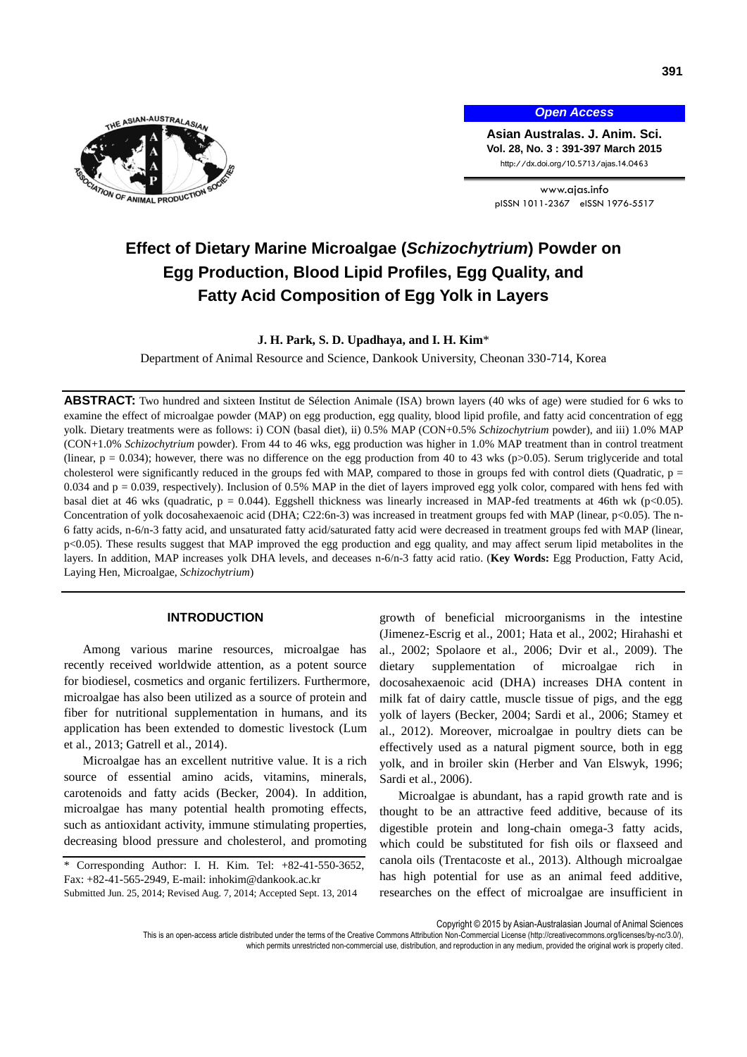# Effect of Dietary Marine Microalgae (*Schizochytrium*) Powder on Egg Production, Blood Lipid Profiles, Egg Quality, and Fatty Acid Composition of Egg Yolk in Layers

**J. H. Park, S. D. Upadhaya, and I. H. Kim***

Department of Animal Resource and Science, Dankook University, Cheonan 330-714, Korea

**ABSTRACT:** Two hundred and sixteen Institut de Sélection Animale (ISA) brown layers (40 wks of age) were studied for 6 wks to examine the effect of microalgae powder (MAP) on egg production, egg quality, blood lipid profile, and fatty acid concentration of egg yolk. Dietary treatments were as follows: i) CON (basal diet), ii) 0.5% MAP (CON+0.5% *Schizochytrium* powder), and iii) 1.0% MAP (CON+1.0% *Schizochytrium* powder). From 44 to 46 wks, egg production was higher in 1.0% MAP treatment than in control treatment (linear, $p = 0.034$); however, there was no difference on the egg production from 40 to 43 wks ($p>0.05$). Serum triglyceride and total cholesterol were significantly reduced in the groups fed with MAP, compared to those in groups fed with control diets (Quadratic, $p = 0.034$ and $p = 0.039$, respectively). Inclusion of 0.5% MAP in the diet of layers improved egg yolk color, compared with hens fed with basal diet at 46 wk (quadratic, $p = 0.044$). Eggshell thickness was linearly increased in MAP-fed treatments at 46th wk ($p<0.05$). Concentration of yolk docosahexaenoic acid (DHA; C22:6n-3) was increased in treatment groups fed with MAP (linear, $p<0.05$). The n-6 fatty acids, n-6/n-3 fatty acid, and unsaturated fatty acid/saturated fatty acid were decreased in treatment groups fed with MAP (linear, $p<0.05$). These results suggest that MAP improved the egg production and egg quality, and may affect serum lipid metabolites in the layers. In addition, MAP increases yolk DHA levels, and deceases n-6/n-3 fatty acid ratio. (**Key Words:** Egg Production, Fatty Acid, Laying Hen, Microalgae, *Schizochytrium*)

## INTRODUCTION

Among various marine resources, microalgae has recently received worldwide attention, as a potent source for biodiesel, cosmetics and organic fertilizers. Furthermore, microalgae has also been utilized as a source of protein and fiber for nutritional supplementation in humans, and its application has been extended to domestic livestock (Lum et al., 2013; Gatrell et al., 2014).

Microalgae has an excellent nutritive value. It is a rich source of essential amino acids, vitamins, minerals, carotenoids and fatty acids (Becker, 2004). In addition, microalgae has many potential health promoting effects, such as antioxidant activity, immune stimulating properties, decreasing blood pressure and cholesterol, and promoting growth of beneficial microorganisms in the intestine (Jimenez-Escrig et al., 2001; Hata et al., 2002; Hirahashi et al., 2002; Spolaore et al., 2006; Dvir et al., 2009). The dietary supplementation of microalgae rich in docosahexaenoic acid (DHA) increases DHA content in milk fat of dairy cattle, muscle tissue of pigs, and the egg yolk of layers (Becker, 2004; Sardi et al., 2006; Stamey et al., 2012). Moreover, microalgae in poultry diets can be effectively used as a natural pigment source, both in egg yolk, and in broiler skin (Herber and Van Elswyk, 1996; Sardi et al., 2006).

Microalgae is abundant, has a rapid growth rate and is thought to be an attractive feed additive, because of its digestible protein and long-chain omega-3 fatty acids, which could be substituted for fish oils or flaxseed and canola oils (Trentacoste et al., 2013). Although microalgae has high potential for use as an animal feed additive, researches on the effect of microalgae are insufficient in

\* Corresponding Author: I. H. Kim. Tel: +82-41-550-3652, Fax: +82-41-565-2949, E-mail: inhokim@dankook.ac.kr

Submitted Jun. 25, 2014; Revised Aug. 7, 2014; Accepted Sept. 13, 2014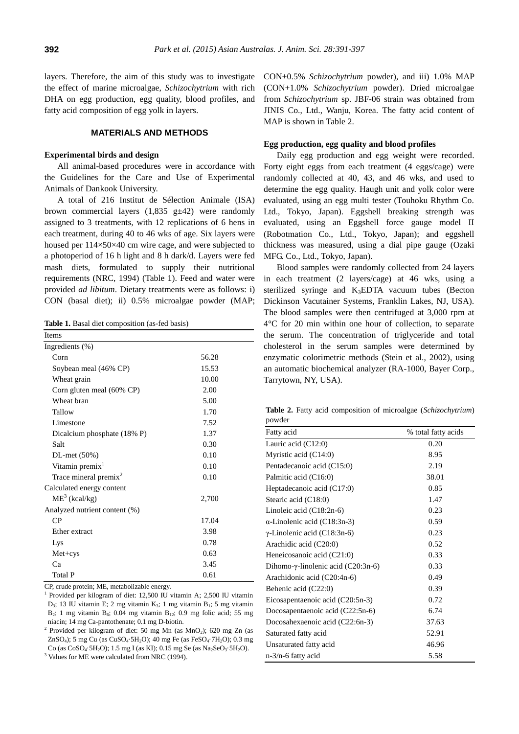layers. Therefore, the aim of this study was to investigate the effect of marine microalgae, *Schizochytrium* with rich DHA on egg production, egg quality, blood profiles, and fatty acid composition of egg yolk in layers.

## MATERIALS AND METHODS

### Experimental birds and design

All animal-based procedures were in accordance with the Guidelines for the Care and Use of Experimental Animals of Dankook University.

A total of 216 Institut de Sélection Animale (ISA) brown commercial layers (1,835 g±42) were randomly assigned to 3 treatments, with 12 replications of 6 hens in each treatment, during 40 to 46 wks of age. Six layers were housed per 114×50×40 cm wire cage, and were subjected to a photoperiod of 16 h light and 8 h dark/d. Layers were fed mash diets, formulated to supply their nutritional requirements (NRC, 1994) (Table 1). Feed and water were provided *ad libitum*. Dietary treatments were as follows: i) CON (basal diet); ii) 0.5% microalgae powder (MAP; CON+0.5% *Schizochytrium* powder), and iii) 1.0% MAP (CON+1.0% *Schizochytrium* powder). Dried microalgae from *Schizochytrium* sp. JBF-06 strain was obtained from JINIS Co., Ltd., Wanju, Korea. The fatty acid content of MAP is shown in Table 2.

**Table 1.** Basal diet composition (as-fed basis)

| Items | |
|---|---|
| Ingredients (%) | |
| Corn | 56.28 |
| Soybean meal (46% CP) | 15.53 |
| Wheat grain | 10.00 |
| Corn gluten meal (60% CP) | 2.00 |
| Wheat bran | 5.00 |
| Tallow | 1.70 |
| Limestone | 7.52 |
| Dicalcium phosphate (18% P) | 1.37 |
| Salt | 0.30 |
| DL-met (50%) | 0.10 |
| Vitamin premix[1] | 0.10 |
| Trace mineral premix[2] | 0.10 |
| Calculated energy content | |
| ME[3] (kcal/kg) | 2,700 |
| Analyzed nutrient content (%) | |
| CP | 17.04 |
| Ether extract | 3.98 |
| Lys | 0.78 |
| Met+cys | 0.63 |
| Ca | 3.45 |
| Total P | 0.61 |

CP, crude protein; ME, metabolizable energy.

[1] Provided per kilogram of diet: 12,500 IU vitamin A; 2,500 IU vitamin $D_3$; 13 IU vitamin E; 2 mg vitamin $K_3$; 1 mg vitamin $B_1$; 5 mg vitamin $B_2$; 1 mg vitamin $B_6$; 0.04 mg vitamin $B_{12}$; 0.9 mg folic acid; 55 mg niacin; 14 mg Ca-pantothenate; 0.1 mg D-biotin.

[2] Provided per kilogram of diet: 50 mg Mn (as $MnO_2$); 620 mg Zn (as $ZnSO_4$); 5 mg Cu (as $CuSO_4 \cdot 5H_2O$); 40 mg Fe (as $FeSO_4 \cdot 7H_2O$); 0.3 mg Co (as $CoSO_4 \cdot 5H_2O$); 1.5 mg I (as KI); 0.15 mg Se (as $Na_2SeO_3 \cdot 5H_2O$).

[3] Values for ME were calculated from NRC (1994).

### Egg production, egg quality and blood profiles

Daily egg production and egg weight were recorded. Forty eight eggs from each treatment (4 eggs/cage) were randomly collected at 40, 43, and 46 wks, and used to determine the egg quality. Haugh unit and yolk color were evaluated, using an egg multi tester (Touhoku Rhythm Co. Ltd., Tokyo, Japan). Eggshell breaking strength was evaluated, using an Eggshell force gauge model II (Robotmation Co., Ltd., Tokyo, Japan); and eggshell thickness was measured, using a dial pipe gauge (Ozaki MFG. Co., Ltd., Tokyo, Japan).

Blood samples were randomly collected from 24 layers in each treatment (2 layers/cage) at 46 wks, using a sterilized syringe and $K_3$EDTA vacuum tubes (Becton Dickinson Vacutainer Systems, Franklin Lakes, NJ, USA). The blood samples were then centrifuged at 3,000 rpm at 4°C for 20 min within one hour of collection, to separate the serum. The concentration of triglyceride and total cholesterol in the serum samples were determined by enzymatic colorimetric methods (Stein et al., 2002), using an automatic biochemical analyzer (RA-1000, Bayer Corp., Tarrytown, NY, USA).

**Table 2.** Fatty acid composition of microalgae (*Schizochytrium*) powder

| Fatty acid | % total fatty acids |
|---|---|
| Lauric acid (C12:0) | 0.20 |
| Myristic acid (C14:0) | 8.95 |
| Pentadecanoic acid (C15:0) | 2.19 |
| Palmitic acid (C16:0) | 38.01 |
| Heptadecanoic acid (C17:0) | 0.85 |
| Stearic acid (C18:0) | 1.47 |
| Linoleic acid (C18:2n-6) | 0.23 |
| α-Linolenic acid (C18:3n-3) | 0.59 |
| γ-Linolenic acid (C18:3n-6) | 0.23 |
| Arachidic acid (C20:0) | 0.52 |
| Heneicosanoic acid (C21:0) | 0.33 |
| Dihomo-γ-linolenic acid (C20:3n-6) | 0.33 |
| Arachidonic acid (C20:4n-6) | 0.49 |
| Behenic acid (C22:0) | 0.39 |
| Eicosapentaenoic acid (C20:5n-3) | 0.72 |
| Docosapentaenoic acid (C22:5n-6) | 6.74 |
| Docosahexaenoic acid (C22:6n-3) | 37.63 |
| Saturated fatty acid | 52.91 |
| Unsaturated fatty acid | 46.96 |
| n-3/n-6 fatty acid | 5.58 |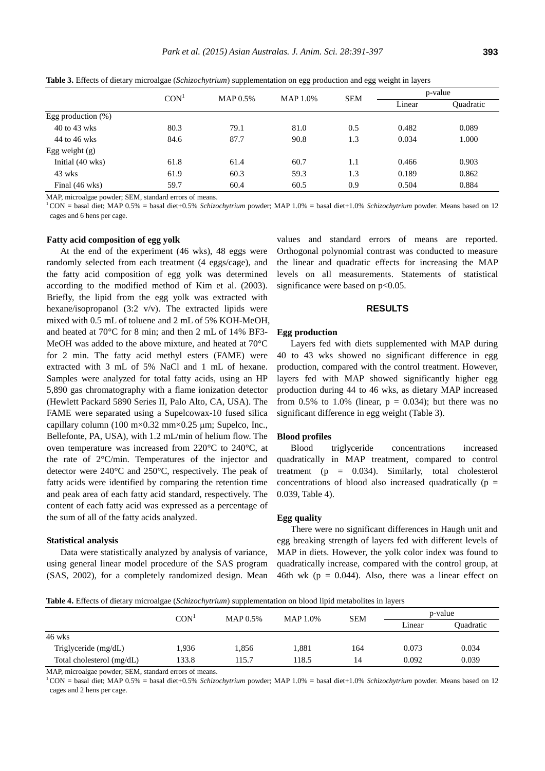**Table 3.** Effects of dietary microalgae (*Schizochytrium*) supplementation on egg production and egg weight in layers

| | CON[1] | MAP 0.5% | MAP 1.0% | SEM | p-value | |
|---|---|---|---|---|---|---|
| | | | | | Linear | Quadratic |
| Egg production (%) | | | | | | |
| 40 to 43 wks | 80.3 | 79.1 | 81.0 | 0.5 | 0.482 | 0.089 |
| 44 to 46 wks | 84.6 | 87.7 | 90.8 | 1.3 | 0.034 | 1.000 |
| Egg weight (g) | | | | | | |
| Initial (40 wks) | 61.8 | 61.4 | 60.7 | 1.1 | 0.466 | 0.903 |
| 43 wks | 61.9 | 60.3 | 59.3 | 1.3 | 0.189 | 0.862 |
| Final (46 wks) | 59.7 | 60.4 | 60.5 | 0.9 | 0.504 | 0.884 |

MAP, microalgae powder; SEM, standard errors of means.
[1] CON = basal diet; MAP 0.5% = basal diet+0.5% *Schizochytrium* powder; MAP 1.0% = basal diet+1.0% *Schizochytrium* powder. Means based on 12 cages and 6 hens per cage.

#### Fatty acid composition of egg yolk

At the end of the experiment (46 wks), 48 eggs were randomly selected from each treatment (4 eggs/cage), and the fatty acid composition of egg yolk was determined according to the modified method of Kim et al. (2003). Briefly, the lipid from the egg yolk was extracted with hexane/isopropanol (3:2 v/v). The extracted lipids were mixed with 0.5 mL of toluene and 2 mL of 5% KOH-MeOH, and heated at 70°C for 8 min; and then 2 mL of 14% BF3-MeOH was added to the above mixture, and heated at 70°C for 2 min. The fatty acid methyl esters (FAME) were extracted with 3 mL of 5% NaCl and 1 mL of hexane. Samples were analyzed for total fatty acids, using an HP 5,890 gas chromatography with a flame ionization detector (Hewlett Packard 5890 Series II, Palo Alto, CA, USA). The FAME were separated using a Supelcowax-10 fused silica capillary column (100 m×0.32 mm×0.25 μm; Supelco, Inc., Bellefonte, PA, USA), with 1.2 mL/min of helium flow. The oven temperature was increased from 220°C to 240°C, at the rate of 2°C/min. Temperatures of the injector and detector were 240°C and 250°C, respectively. The peak of fatty acids were identified by comparing the retention time and peak area of each fatty acid standard, respectively. The content of each fatty acid was expressed as a percentage of the sum of all of the fatty acids analyzed.

#### Statistical analysis

Data were statistically analyzed by analysis of variance, using general linear model procedure of the SAS program (SAS, 2002), for a completely randomized design. Mean values and standard errors of means are reported. Orthogonal polynomial contrast was conducted to measure the linear and quadratic effects for increasing the MAP levels on all measurements. Statements of statistical significance were based on $p<0.05$.

## RESULTS

#### Egg production

Layers fed with diets supplemented with MAP during 40 to 43 wks showed no significant difference in egg production, compared with the control treatment. However, layers fed with MAP showed significantly higher egg production during 44 to 46 wks, as dietary MAP increased from 0.5% to 1.0% (linear, $p = 0.034$); but there was no significant difference in egg weight (Table 3).

#### Blood profiles

Blood triglyceride concentrations increased quadratically in MAP treatment, compared to control treatment ($p = 0.034$). Similarly, total cholesterol concentrations of blood also increased quadratically ($p = 0.039$, Table 4).

#### Egg quality

There were no significant differences in Haugh unit and egg breaking strength of layers fed with different levels of MAP in diets. However, the yolk color index was found to quadratically increase, compared with the control group, at 46th wk ($p = 0.044$). Also, there was a linear effect on

**Table 4.** Effects of dietary microalgae (*Schizochytrium*) supplementation on blood lipid metabolites in layers

| | CON[1] | MAP 0.5% | MAP 1.0% | SEM | p-value | |
|---|---|---|---|---|---|---|
| | | | | | Linear | Quadratic |
| 46 wks | | | | | | |
| Triglyceride (mg/dL) | 1,936 | 1,856 | 1,881 | 164 | 0.073 | 0.034 |
| Total cholesterol (mg/dL) | 133.8 | 115.7 | 118.5 | 14 | 0.092 | 0.039 |

MAP, microalgae powder; SEM, standard errors of means.
[1] CON = basal diet; MAP 0.5% = basal diet+0.5% *Schizochytrium* powder; MAP 1.0% = basal diet+1.0% *Schizochytrium* powder. Means based on 12 cages and 2 hens per cage.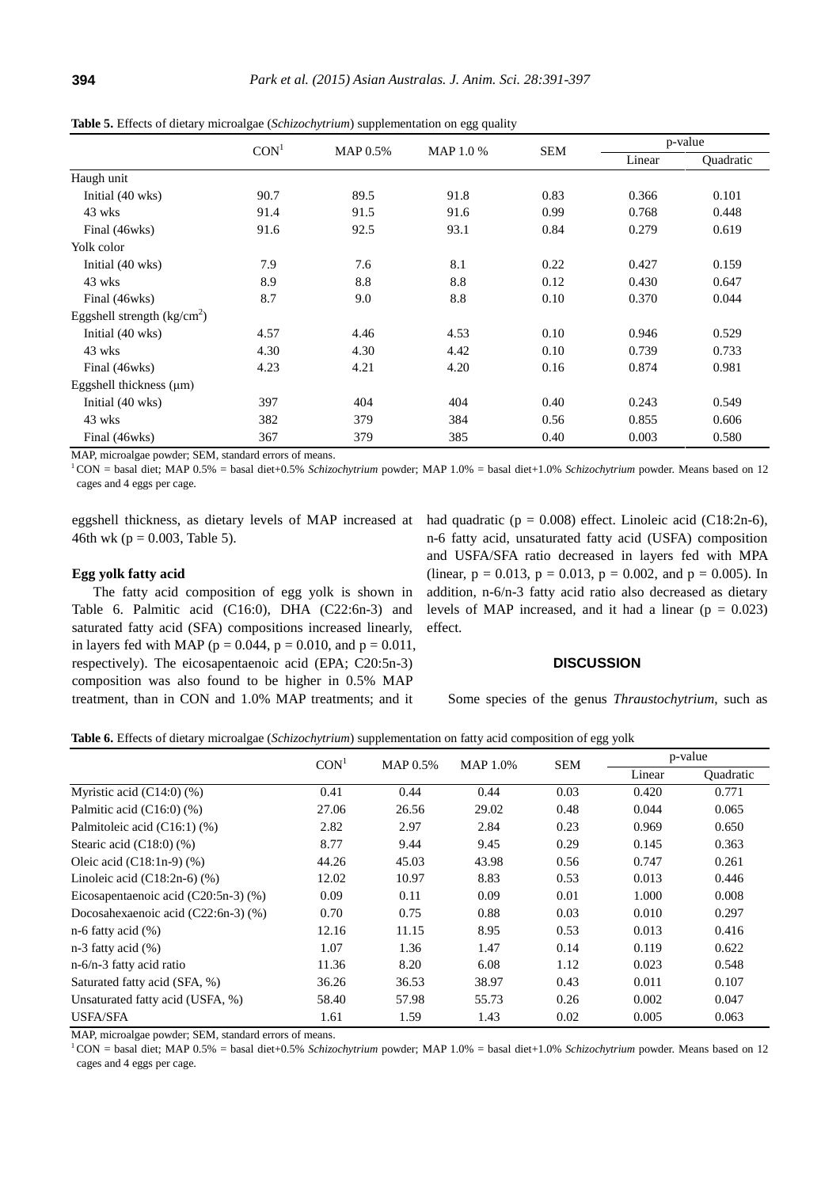**Table 5.** Effects of dietary microalgae (*Schizochytrium*) supplementation on egg quality

| | CON[1] | MAP 0.5% | MAP 1.0 % | SEM | p-value | |
|---|---|---|---|---|---|---|
| | | | | | Linear | Quadratic |
| Haugh unit | | | | | | |
| Initial (40 wks) | 90.7 | 89.5 | 91.8 | 0.83 | 0.366 | 0.101 |
| 43 wks | 91.4 | 91.5 | 91.6 | 0.99 | 0.768 | 0.448 |
| Final (46wks) | 91.6 | 92.5 | 93.1 | 0.84 | 0.279 | 0.619 |
| Yolk color | | | | | | |
| Initial (40 wks) | 7.9 | 7.6 | 8.1 | 0.22 | 0.427 | 0.159 |
| 43 wks | 8.9 | 8.8 | 8.8 | 0.12 | 0.430 | 0.647 |
| Final (46wks) | 8.7 | 9.0 | 8.8 | 0.10 | 0.370 | 0.044 |
| Eggshell strength (kg/cm$^2$) | | | | | | |
| Initial (40 wks) | 4.57 | 4.46 | 4.53 | 0.10 | 0.946 | 0.529 |
| 43 wks | 4.30 | 4.30 | 4.42 | 0.10 | 0.739 | 0.733 |
| Final (46wks) | 4.23 | 4.21 | 4.20 | 0.16 | 0.874 | 0.981 |
| Eggshell thickness (μm) | | | | | | |
| Initial (40 wks) | 397 | 404 | 404 | 0.40 | 0.243 | 0.549 |
| 43 wks | 382 | 379 | 384 | 0.56 | 0.855 | 0.606 |
| Final (46wks) | 367 | 379 | 385 | 0.40 | 0.003 | 0.580 |

MAP, microalgae powder; SEM, standard errors of means.

[1] CON = basal diet; MAP 0.5% = basal diet+0.5% *Schizochytrium* powder; MAP 1.0% = basal diet+1.0% *Schizochytrium* powder. Means based on 12 cages and 4 eggs per cage.

eggshell thickness, as dietary levels of MAP increased at 46th wk (p = 0.003, Table 5).

### Egg yolk fatty acid

The fatty acid composition of egg yolk is shown in Table 6. Palmitic acid (C16:0), DHA (C22:6n-3) and saturated fatty acid (SFA) compositions increased linearly, in layers fed with MAP (p = 0.044, p = 0.010, and p = 0.011, respectively). The eicosapentaenoic acid (EPA; C20:5n-3) composition was also found to be higher in 0.5% MAP treatment, than in CON and 1.0% MAP treatments; and it had quadratic (p = 0.008) effect. Linoleic acid (C18:2n-6), n-6 fatty acid, unsaturated fatty acid (USFA) composition and USFA/SFA ratio decreased in layers fed with MPA (linear, p = 0.013, p = 0.013, p = 0.002, and p = 0.005). In addition, n-6/n-3 fatty acid ratio also decreased as dietary levels of MAP increased, and it had a linear (p = 0.023) effect.

## DISCUSSION

Some species of the genus *Thraustochytrium*, such as

**Table 6.** Effects of dietary microalgae (*Schizochytrium*) supplementation on fatty acid composition of egg yolk

| | CON[1] | MAP 0.5% | MAP 1.0% | SEM | p-value | |
|---|---|---|---|---|---|---|
| | | | | | Linear | Quadratic |
| Myristic acid (C14:0) (%) | 0.41 | 0.44 | 0.44 | 0.03 | 0.420 | 0.771 |
| Palmitic acid (C16:0) (%) | 27.06 | 26.56 | 29.02 | 0.48 | 0.044 | 0.065 |
| Palmitoleic acid (C16:1) (%) | 2.82 | 2.97 | 2.84 | 0.23 | 0.969 | 0.650 |
| Stearic acid (C18:0) (%) | 8.77 | 9.44 | 9.45 | 0.29 | 0.145 | 0.363 |
| Oleic acid (C18:1n-9) (%) | 44.26 | 45.03 | 43.98 | 0.56 | 0.747 | 0.261 |
| Linoleic acid (C18:2n-6) (%) | 12.02 | 10.97 | 8.83 | 0.53 | 0.013 | 0.446 |
| Eicosapentaenoic acid (C20:5n-3) (%) | 0.09 | 0.11 | 0.09 | 0.01 | 1.000 | 0.008 |
| Docosahexaenoic acid (C22:6n-3) (%) | 0.70 | 0.75 | 0.88 | 0.03 | 0.010 | 0.297 |
| n-6 fatty acid (%) | 12.16 | 11.15 | 8.95 | 0.53 | 0.013 | 0.416 |
| n-3 fatty acid (%) | 1.07 | 1.36 | 1.47 | 0.14 | 0.119 | 0.622 |
| n-6/n-3 fatty acid ratio | 11.36 | 8.20 | 6.08 | 1.12 | 0.023 | 0.548 |
| Saturated fatty acid (SFA, %) | 36.26 | 36.53 | 38.97 | 0.43 | 0.011 | 0.107 |
| Unsaturated fatty acid (USFA, %) | 58.40 | 57.98 | 55.73 | 0.26 | 0.002 | 0.047 |
| USFA/SFA | 1.61 | 1.59 | 1.43 | 0.02 | 0.005 | 0.063 |

MAP, microalgae powder; SEM, standard errors of means.

[1] CON = basal diet; MAP 0.5% = basal diet+0.5% *Schizochytrium* powder; MAP 1.0% = basal diet+1.0% *Schizochytrium* powder. Means based on 12 cages and 4 eggs per cage.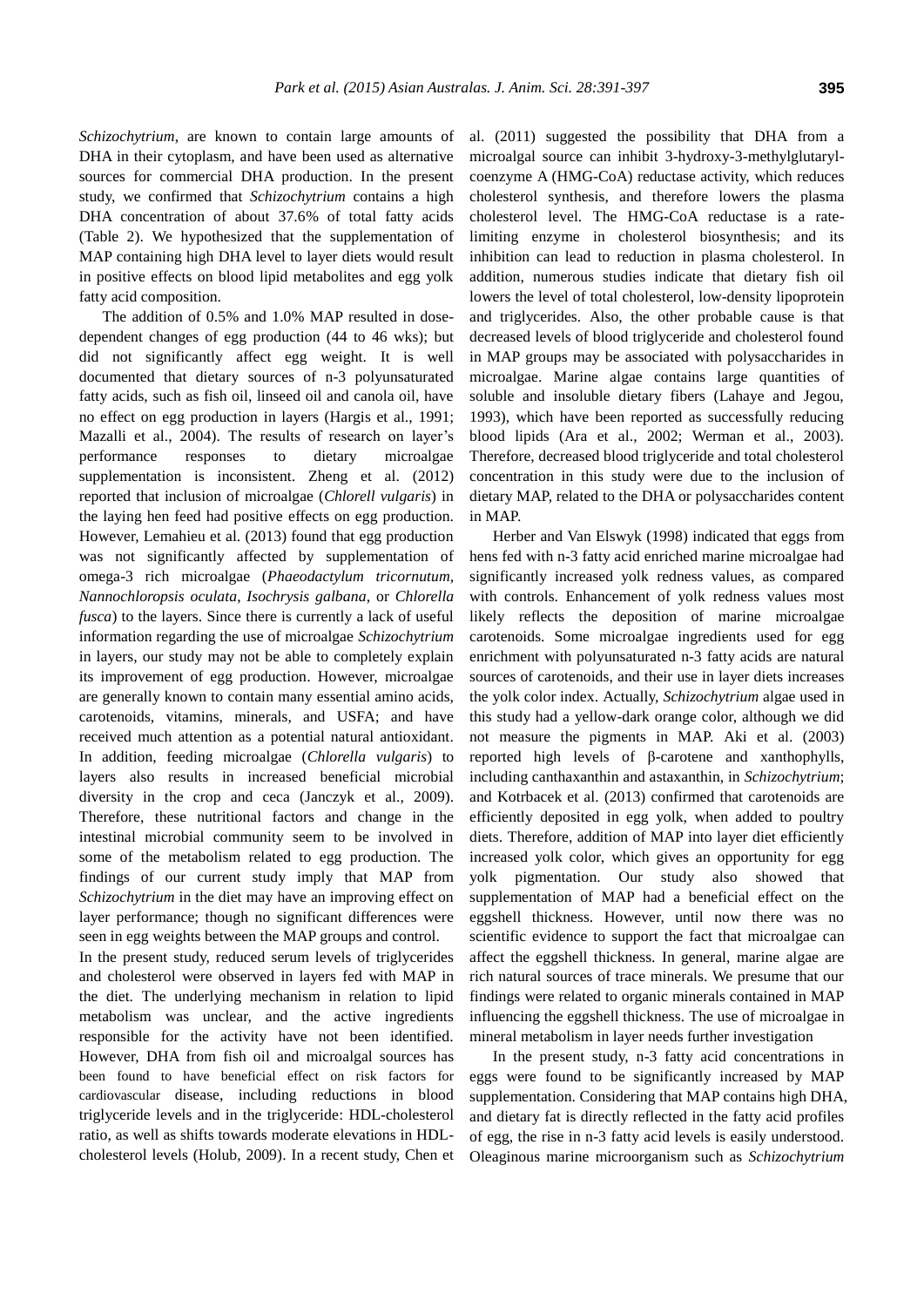*Schizochytrium*, are known to contain large amounts of DHA in their cytoplasm, and have been used as alternative sources for commercial DHA production. In the present study, we confirmed that *Schizochytrium* contains a high DHA concentration of about 37.6% of total fatty acids (Table 2). We hypothesized that the supplementation of MAP containing high DHA level to layer diets would result in positive effects on blood lipid metabolites and egg yolk fatty acid composition.

The addition of 0.5% and 1.0% MAP resulted in dose-dependent changes of egg production (44 to 46 wks); but did not significantly affect egg weight. It is well documented that dietary sources of n-3 polyunsaturated fatty acids, such as fish oil, linseed oil and canola oil, have no effect on egg production in layers (Hargis et al., 1991; Mazalli et al., 2004). The results of research on layer's performance responses to dietary microalgae supplementation is inconsistent. Zheng et al. (2012) reported that inclusion of microalgae (*Chlorell vulgaris*) in the laying hen feed had positive effects on egg production. However, Lemahieu et al. (2013) found that egg production was not significantly affected by supplementation of omega-3 rich microalgae (*Phaeodactylum tricornutum*, *Nannochloropsis oculata*, *Isochrysis galbana*, or *Chlorella fusca*) to the layers. Since there is currently a lack of useful information regarding the use of microalgae *Schizochytrium* in layers, our study may not be able to completely explain its improvement of egg production. However, microalgae are generally known to contain many essential amino acids, carotenoids, vitamins, minerals, and USFA; and have received much attention as a potential natural antioxidant. In addition, feeding microalgae (*Chlorella vulgaris*) to layers also results in increased beneficial microbial diversity in the crop and ceca (Janczyk et al., 2009). Therefore, these nutritional factors and change in the intestinal microbial community seem to be involved in some of the metabolism related to egg production. The findings of our current study imply that MAP from *Schizochytrium* in the diet may have an improving effect on layer performance; though no significant differences were seen in egg weights between the MAP groups and control.

In the present study, reduced serum levels of triglycerides and cholesterol were observed in layers fed with MAP in the diet. The underlying mechanism in relation to lipid metabolism was unclear, and the active ingredients responsible for the activity have not been identified. However, DHA from fish oil and microalgal sources has been found to have beneficial effect on risk factors for cardiovascular disease, including reductions in blood triglyceride levels and in the triglyceride: HDL-cholesterol ratio, as well as shifts towards moderate elevations in HDL-cholesterol levels (Holub, 2009). In a recent study, Chen et al. (2011) suggested the possibility that DHA from a microalgal source can inhibit 3-hydroxy-3-methylglutaryl-coenzyme A (HMG-CoA) reductase activity, which reduces cholesterol synthesis, and therefore lowers the plasma cholesterol level. The HMG-CoA reductase is a rate-limiting enzyme in cholesterol biosynthesis; and its inhibition can lead to reduction in plasma cholesterol. In addition, numerous studies indicate that dietary fish oil lowers the level of total cholesterol, low-density lipoprotein and triglycerides. Also, the other probable cause is that decreased levels of blood triglyceride and cholesterol found in MAP groups may be associated with polysaccharides in microalgae. Marine algae contains large quantities of soluble and insoluble dietary fibers (Lahaye and Jegou, 1993), which have been reported as successfully reducing blood lipids (Ara et al., 2002; Werman et al., 2003). Therefore, decreased blood triglyceride and total cholesterol concentration in this study were due to the inclusion of dietary MAP, related to the DHA or polysaccharides content in MAP.

Herber and Van Elswyk (1998) indicated that eggs from hens fed with n-3 fatty acid enriched marine microalgae had significantly increased yolk redness values, as compared with controls. Enhancement of yolk redness values most likely reflects the deposition of marine microalgae carotenoids. Some microalgae ingredients used for egg enrichment with polyunsaturated n-3 fatty acids are natural sources of carotenoids, and their use in layer diets increases the yolk color index. Actually, *Schizochytrium* algae used in this study had a yellow-dark orange color, although we did not measure the pigments in MAP. Aki et al. (2003) reported high levels of β-carotene and xanthophylls, including canthaxanthin and astaxanthin, in *Schizochytrium*; and Kotrbacek et al. (2013) confirmed that carotenoids are efficiently deposited in egg yolk, when added to poultry diets. Therefore, addition of MAP into layer diet efficiently increased yolk color, which gives an opportunity for egg yolk pigmentation. Our study also showed that supplementation of MAP had a beneficial effect on the eggshell thickness. However, until now there was no scientific evidence to support the fact that microalgae can affect the eggshell thickness. In general, marine algae are rich natural sources of trace minerals. We presume that our findings were related to organic minerals contained in MAP influencing the eggshell thickness. The use of microalgae in mineral metabolism in layer needs further investigation

In the present study, n-3 fatty acid concentrations in eggs were found to be significantly increased by MAP supplementation. Considering that MAP contains high DHA, and dietary fat is directly reflected in the fatty acid profiles of egg, the rise in n-3 fatty acid levels is easily understood. Oleaginous marine microorganism such as *Schizochytrium*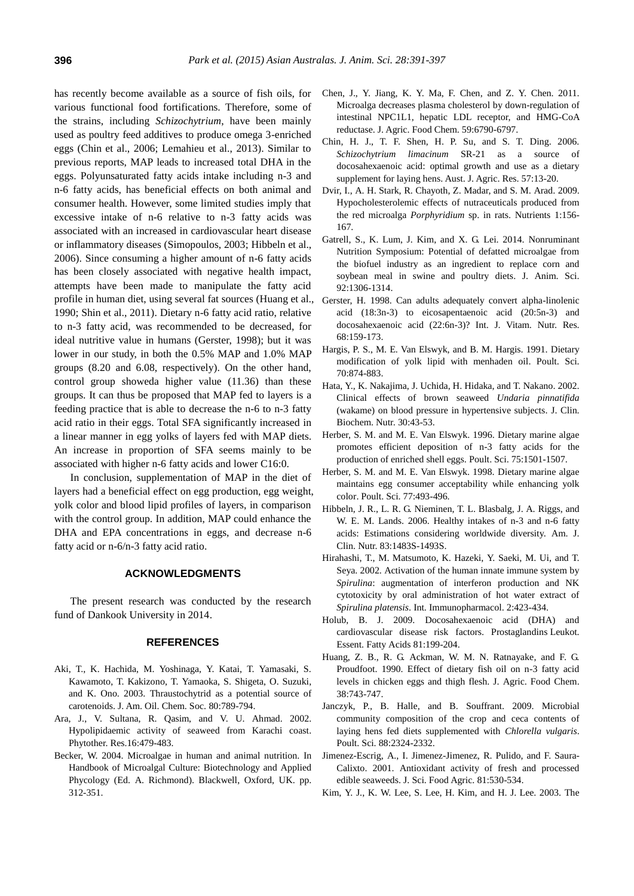has recently become available as a source of fish oils, for various functional food fortifications. Therefore, some of the strains, including *Schizochytrium*, have been mainly used as poultry feed additives to produce omega 3-enriched eggs (Chin et al., 2006; Lemahieu et al., 2013). Similar to previous reports, MAP leads to increased total DHA in the eggs. Polyunsaturated fatty acids intake including n-3 and n-6 fatty acids, has beneficial effects on both animal and consumer health. However, some limited studies imply that excessive intake of n-6 relative to n-3 fatty acids was associated with an increased in cardiovascular heart disease or inflammatory diseases (Simopoulos, 2003; Hibbeln et al., 2006). Since consuming a higher amount of n-6 fatty acids has been closely associated with negative health impact, attempts have been made to manipulate the fatty acid profile in human diet, using several fat sources (Huang et al., 1990; Shin et al., 2011). Dietary n-6 fatty acid ratio, relative to n-3 fatty acid, was recommended to be decreased, for ideal nutritive value in humans (Gerster, 1998); but it was lower in our study, in both the 0.5% MAP and 1.0% MAP groups (8.20 and 6.08, respectively). On the other hand, control group showeda higher value (11.36) than these groups. It can thus be proposed that MAP fed to layers is a feeding practice that is able to decrease the n-6 to n-3 fatty acid ratio in their eggs. Total SFA significantly increased in a linear manner in egg yolks of layers fed with MAP diets. An increase in proportion of SFA seems mainly to be associated with higher n-6 fatty acids and lower C16:0.

In conclusion, supplementation of MAP in the diet of layers had a beneficial effect on egg production, egg weight, yolk color and blood lipid profiles of layers, in comparison with the control group. In addition, MAP could enhance the DHA and EPA concentrations in eggs, and decrease n-6 fatty acid or n-6/n-3 fatty acid ratio.

## ACKNOWLEDGMENTS

The present research was conducted by the research fund of Dankook University in 2014.

## REFERENCES

Aki, T., K. Hachida, M. Yoshinaga, Y. Katai, T. Yamasaki, S. Kawamoto, T. Kakizono, T. Yamaoka, S. Shigeta, O. Suzuki, and K. Ono. 2003. Thraustochytrid as a potential source of carotenoids. J. Am. Oil. Chem. Soc. 80:789-794.

Ara, J., V. Sultana, R. Qasim, and V. U. Ahmad. 2002. Hypolipidaemic activity of seaweed from Karachi coast. Phytother. Res.16:479-483.

Becker, W. 2004. Microalgae in human and animal nutrition. In Handbook of Microalgal Culture: Biotechnology and Applied Phycology (Ed. A. Richmond). Blackwell, Oxford, UK. pp. 312-351.

Chen, J., Y. Jiang, K. Y. Ma, F. Chen, and Z. Y. Chen. 2011. Microalga decreases plasma cholesterol by down-regulation of intestinal NPC1L1, hepatic LDL receptor, and HMG-CoA reductase. J. Agric. Food Chem. 59:6790-6797.

Chin, H. J., T. F. Shen, H. P. Su, and S. T. Ding. 2006. *Schizochytrium limacinum* SR-21 as a source of docosahexaenoic acid: optimal growth and use as a dietary supplement for laying hens. Aust. J. Agric. Res. 57:13-20.

Dvir, I., A. H. Stark, R. Chayoth, Z. Madar, and S. M. Arad. 2009. Hypocholesterolemic effects of nutraceuticals produced from the red microalga *Porphyridium* sp. in rats. Nutrients 1:156-167.

Gatrell, S., K. Lum, J. Kim, and X. G. Lei. 2014. Nonruminant Nutrition Symposium: Potential of defatted microalgae from the biofuel industry as an ingredient to replace corn and soybean meal in swine and poultry diets. J. Anim. Sci. 92:1306-1314.

Gerster, H. 1998. Can adults adequately convert alpha-linolenic acid (18:3n-3) to eicosapentaenoic acid (20:5n-3) and docosahexaenoic acid (22:6n-3)? Int. J. Vitam. Nutr. Res. 68:159-173.

Hargis, P. S., M. E. Van Elswyk, and B. M. Hargis. 1991. Dietary modification of yolk lipid with menhaden oil. Poult. Sci. 70:874-883.

Hata, Y., K. Nakajima, J. Uchida, H. Hidaka, and T. Nakano. 2002. Clinical effects of brown seaweed *Undaria pinnatifida* (wakame) on blood pressure in hypertensive subjects. J. Clin. Biochem. Nutr. 30:43-53.

Herber, S. M. and M. E. Van Elswyk. 1996. Dietary marine algae promotes efficient deposition of n-3 fatty acids for the production of enriched shell eggs. Poult. Sci. 75:1501-1507.

Herber, S. M. and M. E. Van Elswyk. 1998. Dietary marine algae maintains egg consumer acceptability while enhancing yolk color. Poult. Sci. 77:493-496.

Hibbeln, J. R., L. R. G. Nieminen, T. L. Blasbalg, J. A. Riggs, and W. E. M. Lands. 2006. Healthy intakes of n-3 and n-6 fatty acids: Estimations considering worldwide diversity. Am. J. Clin. Nutr. 83:1483S-1493S.

Hirahashi, T., M. Matsumoto, K. Hazeki, Y. Saeki, M. Ui, and T. Seya. 2002. Activation of the human innate immune system by *Spirulina*: augmentation of interferon production and NK cytotoxicity by oral administration of hot water extract of *Spirulina platensis*. Int. Immunopharmacol. 2:423-434.

Holub, B. J. 2009. Docosahexaenoic acid (DHA) and cardiovascular disease risk factors. Prostaglandins Leukot. Essent. Fatty Acids 81:199-204.

Huang, Z. B., R. G. Ackman, W. M. N. Ratnayake, and F. G. Proudfoot. 1990. Effect of dietary fish oil on n-3 fatty acid levels in chicken eggs and thigh flesh. J. Agric. Food Chem. 38:743-747.

Janczyk, P., B. Halle, and B. Souffrant. 2009. Microbial community composition of the crop and ceca contents of laying hens fed diets supplemented with *Chlorella vulgaris*. Poult. Sci. 88:2324-2332.

Jimenez-Escrig, A., I. Jimenez-Jimenez, R. Pulido, and F. Saura-Calixto. 2001. Antioxidant activity of fresh and processed edible seaweeds. J. Sci. Food Agric. 81:530-534.

Kim, Y. J., K. W. Lee, S. Lee, H. Kim, and H. J. Lee. 2003. The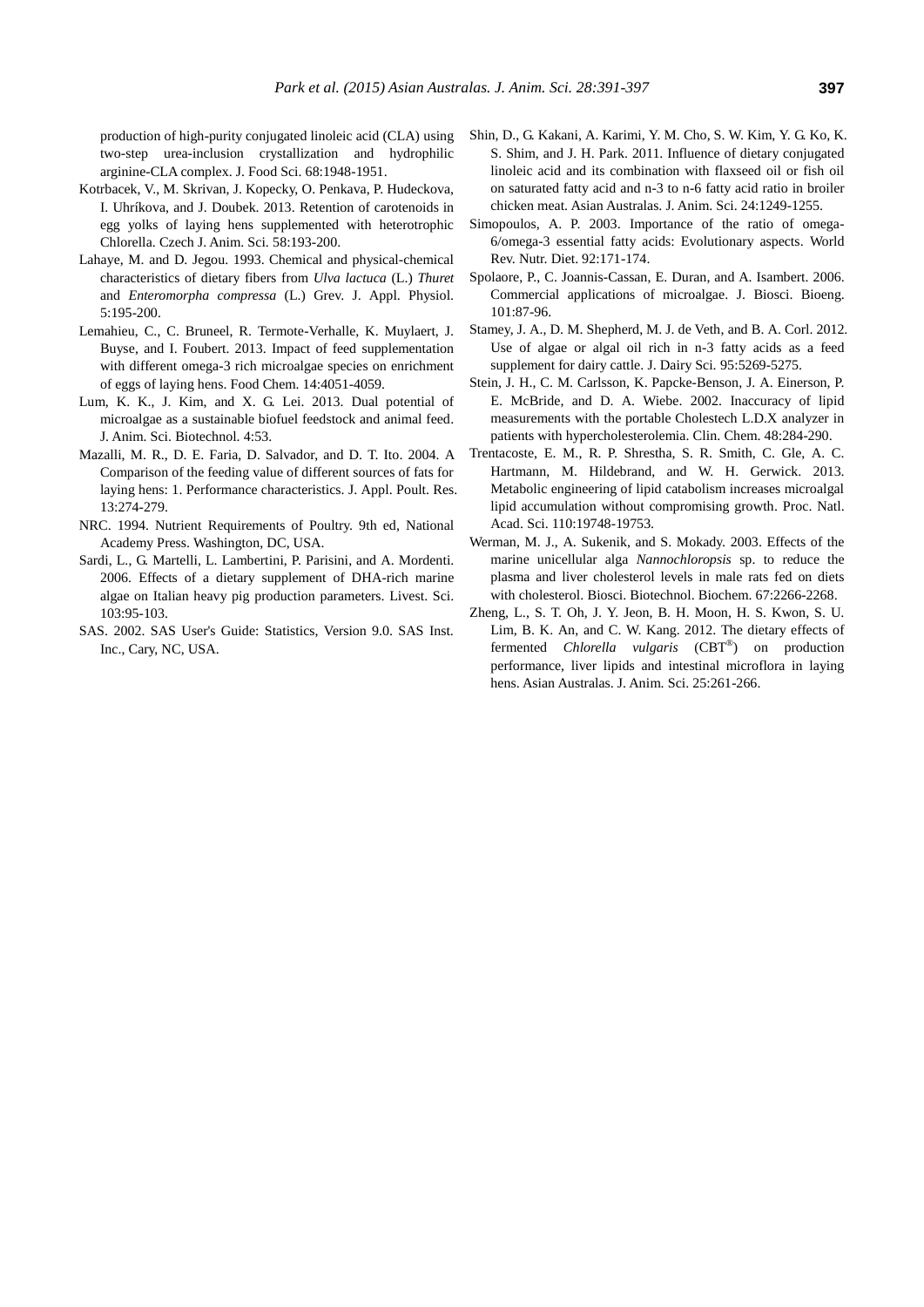production of high-purity conjugated linoleic acid (CLA) using two-step urea-inclusion crystallization and hydrophilic arginine-CLA complex. J. Food Sci. 68:1948-1951.

Kotrbacek, V., M. Skrivan, J. Kopecky, O. Penkava, P. Hudeckova, I. Uhríkova, and J. Doubek. 2013. Retention of carotenoids in egg yolks of laying hens supplemented with heterotrophic Chlorella. Czech J. Anim. Sci. 58:193-200.

Lahaye, M. and D. Jegou. 1993. Chemical and physical-chemical characteristics of dietary fibers from *Ulva lactuca* (L.) *Thuret* and *Enteromorpha compressa* (L.) Grev. J. Appl. Physiol. 5:195-200.

Lemahieu, C., C. Bruneel, R. Termote-Verhalle, K. Muylaert, J. Buyse, and I. Foubert. 2013. Impact of feed supplementation with different omega-3 rich microalgae species on enrichment of eggs of laying hens. Food Chem. 14:4051-4059.

Lum, K. K., J. Kim, and X. G. Lei. 2013. Dual potential of microalgae as a sustainable biofuel feedstock and animal feed. J. Anim. Sci. Biotechnol. 4:53.

Mazalli, M. R., D. E. Faria, D. Salvador, and D. T. Ito. 2004. A Comparison of the feeding value of different sources of fats for laying hens: 1. Performance characteristics. J. Appl. Poult. Res. 13:274-279.

NRC. 1994. Nutrient Requirements of Poultry. 9th ed, National Academy Press. Washington, DC, USA.

Sardi, L., G. Martelli, L. Lambertini, P. Parisini, and A. Mordenti. 2006. Effects of a dietary supplement of DHA-rich marine algae on Italian heavy pig production parameters. Livest. Sci. 103:95-103.

SAS. 2002. SAS User's Guide: Statistics, Version 9.0. SAS Inst. Inc., Cary, NC, USA.

Shin, D., G. Kakani, A. Karimi, Y. M. Cho, S. W. Kim, Y. G. Ko, K. S. Shim, and J. H. Park. 2011. Influence of dietary conjugated linoleic acid and its combination with flaxseed oil or fish oil on saturated fatty acid and n-3 to n-6 fatty acid ratio in broiler chicken meat. Asian Australas. J. Anim. Sci. 24:1249-1255.

Simopoulos, A. P. 2003. Importance of the ratio of omega-6/omega-3 essential fatty acids: Evolutionary aspects. World Rev. Nutr. Diet. 92:171-174.

Spolaore, P., C. Joannis-Cassan, E. Duran, and A. Isambert. 2006. Commercial applications of microalgae. J. Biosci. Bioeng. 101:87-96.

Stamey, J. A., D. M. Shepherd, M. J. de Veth, and B. A. Corl. 2012. Use of algae or algal oil rich in n-3 fatty acids as a feed supplement for dairy cattle. J. Dairy Sci. 95:5269-5275.

Stein, J. H., C. M. Carlsson, K. Papcke-Benson, J. A. Einerson, P. E. McBride, and D. A. Wiebe. 2002. Inaccuracy of lipid measurements with the portable Cholestech L.D.X analyzer in patients with hypercholesterolemia. Clin. Chem. 48:284-290.

Trentacoste, E. M., R. P. Shrestha, S. R. Smith, C. Gle, A. C. Hartmann, M. Hildebrand, and W. H. Gerwick. 2013. Metabolic engineering of lipid catabolism increases microalgal lipid accumulation without compromising growth. Proc. Natl. Acad. Sci. 110:19748-19753.

Werman, M. J., A. Sukenik, and S. Mokady. 2003. Effects of the marine unicellular alga *Nannochloropsis* sp. to reduce the plasma and liver cholesterol levels in male rats fed on diets with cholesterol. Biosci. Biotechnol. Biochem. 67:2266-2268.

Zheng, L., S. T. Oh, J. Y. Jeon, B. H. Moon, H. S. Kwon, S. U. Lim, B. K. An, and C. W. Kang. 2012. The dietary effects of fermented *Chlorella vulgaris* (CBT®) on production performance, liver lipids and intestinal microflora in laying hens. Asian Australas. J. Anim. Sci. 25:261-266.